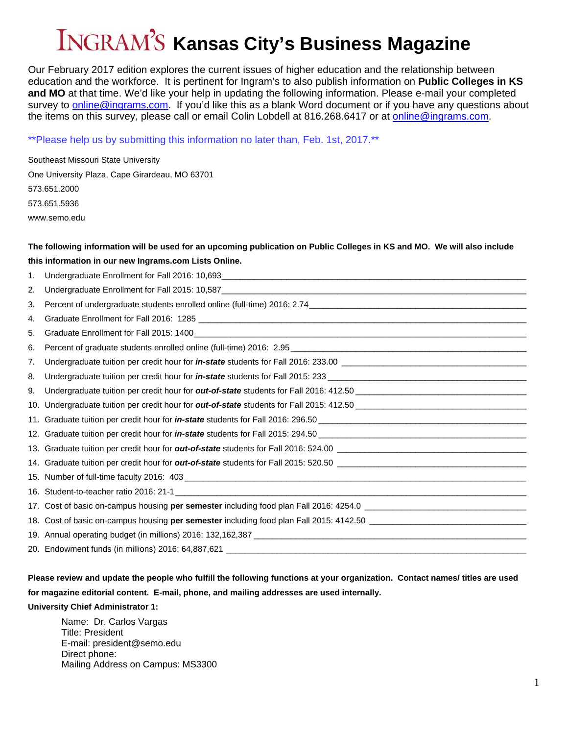# INGRAM'S Kansas City's Business Magazine

Our February 2017 edition explores the current issues of higher education and the relationship between education and the workforce. It is pertinent for Ingram's to also publish information on **Public Colleges in KS and MO** at that time. We'd like your help in updating the following information. Please e-mail your completed survey to online@ingrams.com. If you'd like this as a blank Word document or if you have any questions about the items on this survey, please call or email Colin Lobdell at 816.268.6417 or at online@ingrams.com.

**Please help us by submitting this information no later than, Feb. 1st, 2017.**

Southeast Missouri State University

One University Plaza, Cape Girardeau, MO 63701

573.651.2000

573.651.5936

www.semo.edu

**The following information will be used for an upcoming publication on Public Colleges in KS and MO. We will also include this information in our new Ingrams.com Lists Online.**

1. Undergraduate Enrollment for Fall 2016: 10,693
2. Undergraduate Enrollment for Fall 2015: 10,587
3. Percent of undergraduate students enrolled online (full-time) 2016: 2.74
4. Graduate Enrollment for Fall 2016: 1285
5. Graduate Enrollment for Fall 2015: 1400
6. Percent of graduate students enrolled online (full-time) 2016: 2.95
7. Undergraduate tuition per credit hour for ***in-state*** students for Fall 2016: 233.00
8. Undergraduate tuition per credit hour for ***in-state*** students for Fall 2015: 233
9. Undergraduate tuition per credit hour for ***out-of-state*** students for Fall 2016: 412.50
10. Undergraduate tuition per credit hour for ***out-of-state*** students for Fall 2015: 412.50
11. Graduate tuition per credit hour for ***in-state*** students for Fall 2016: 296.50
12. Graduate tuition per credit hour for ***in-state*** students for Fall 2015: 294.50
13. Graduate tuition per credit hour for ***out-of-state*** students for Fall 2016: 524.00
14. Graduate tuition per credit hour for ***out-of-state*** students for Fall 2015: 520.50
15. Number of full-time faculty 2016: 403
16. Student-to-teacher ratio 2016: 21-1
17. Cost of basic on-campus housing **per semester** including food plan Fall 2016: 4254.0
18. Cost of basic on-campus housing **per semester** including food plan Fall 2015: 4142.50
19. Annual operating budget (in millions) 2016: 132,162,387
20. Endowment funds (in millions) 2016: 64,887,621

**Please review and update the people who fulfill the following functions at your organization. Contact names/ titles are used for magazine editorial content. E-mail, phone, and mailing addresses are used internally.**

**University Chief Administrator 1:**

Name: Dr. Carlos Vargas
Title: President
E-mail: president@semo.edu
Direct phone:
Mailing Address on Campus: MS3300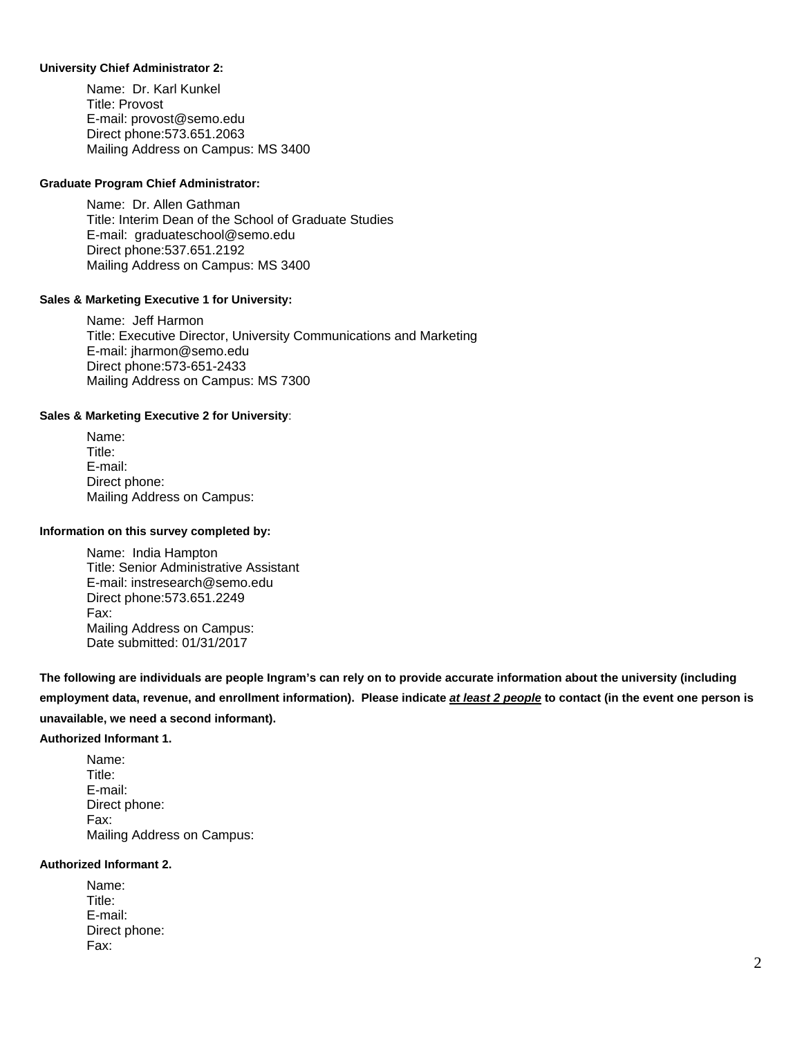**University Chief Administrator 2:**

Name: Dr. Karl Kunkel
Title: Provost
E-mail: provost@semo.edu
Direct phone:573.651.2063
Mailing Address on Campus: MS 3400

**Graduate Program Chief Administrator:**

Name: Dr. Allen Gathman
Title: Interim Dean of the School of Graduate Studies
E-mail: graduateschool@semo.edu
Direct phone:537.651.2192
Mailing Address on Campus: MS 3400

**Sales & Marketing Executive 1 for University:**

Name: Jeff Harmon
Title: Executive Director, University Communications and Marketing
E-mail: jharmon@semo.edu
Direct phone:573-651-2433
Mailing Address on Campus: MS 7300

**Sales & Marketing Executive 2 for University**:

Name:
Title:
E-mail:
Direct phone:
Mailing Address on Campus:

**Information on this survey completed by:**

Name: India Hampton
Title: Senior Administrative Assistant
E-mail: instresearch@semo.edu
Direct phone:573.651.2249
Fax:
Mailing Address on Campus:
Date submitted: 01/31/2017

**The following are individuals are people Ingram's can rely on to provide accurate information about the university (including employment data, revenue, and enrollment information). Please indicate *<u>at least 2 people</u>* to contact (in the event one person is unavailable, we need a second informant).**

**Authorized Informant 1.**

Name:
Title:
E-mail:
Direct phone:
Fax:
Mailing Address on Campus:

**Authorized Informant 2.**

Name:
Title:
E-mail:
Direct phone:
Fax: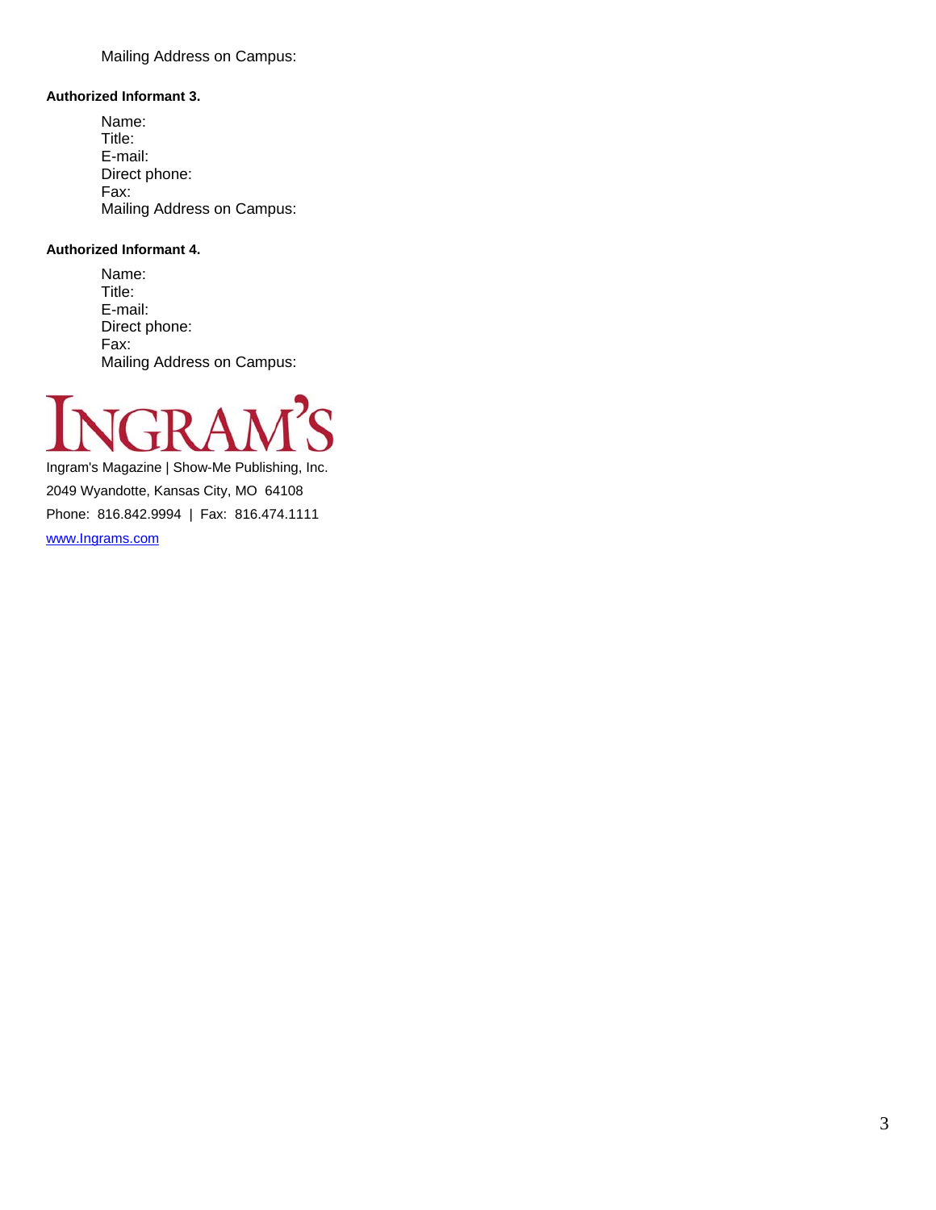Mailing Address on Campus:

**Authorized Informant 3.**

Name:
Title:
E-mail:
Direct phone:
Fax:
Mailing Address on Campus:

**Authorized Informant 4.**

Name:
Title:
E-mail:
Direct phone:
Fax:
Mailing Address on Campus:

INGRAM'S

Ingram's Magazine | Show-Me Publishing, Inc.

2049 Wyandotte, Kansas City, MO 64108

Phone: 816.842.9994 | Fax: 816.474.1111

www.Ingrams.com